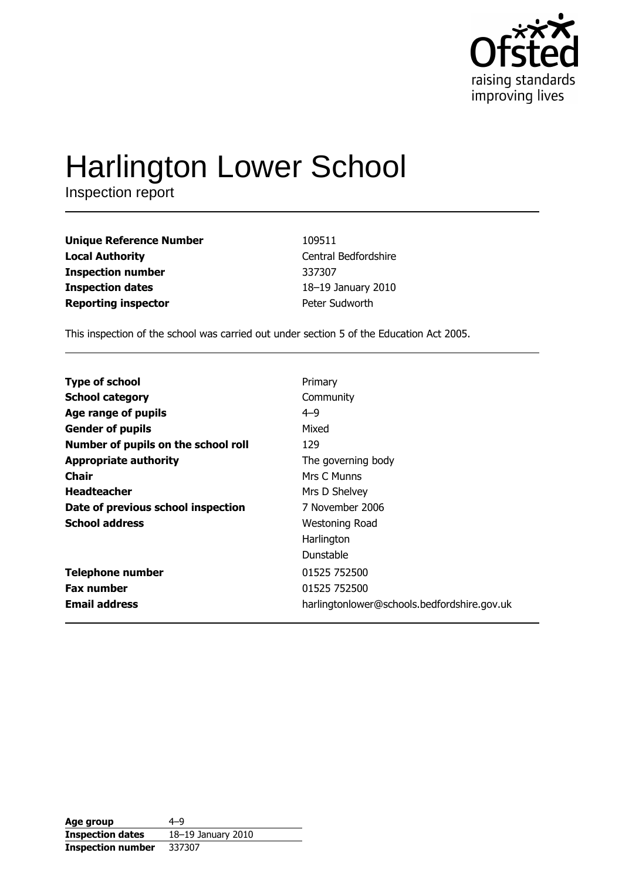# Harlington Lower School

Inspection report

| | |
|---|---|
| **Unique Reference Number** | 109511 |
| **Local Authority** | Central Bedfordshire |
| **Inspection number** | 337307 |
| **Inspection dates** | 18–19 January 2010 |
| **Reporting inspector** | Peter Sudworth |

This inspection of the school was carried out under section 5 of the Education Act 2005.

| | |
|---|---|
| **Type of school** | Primary |
| **School category** | Community |
| **Age range of pupils** | 4–9 |
| **Gender of pupils** | Mixed |
| **Number of pupils on the school roll** | 129 |
| **Appropriate authority** | The governing body |
| **Chair** | Mrs C Munns |
| **Headteacher** | Mrs D Shelvey |
| **Date of previous school inspection** | 7 November 2006 |
| **School address** | Westoning Road<br>Harlington<br>Dunstable |
| **Telephone number** | 01525 752500 |
| **Fax number** | 01525 752500 |
| **Email address** | harlingtonlower@schools.bedfordshire.gov.uk |

| | |
|---|---|
| **Age group** | 4–9 |
| **Inspection dates** | 18–19 January 2010 |
| **Inspection number** | 337307 |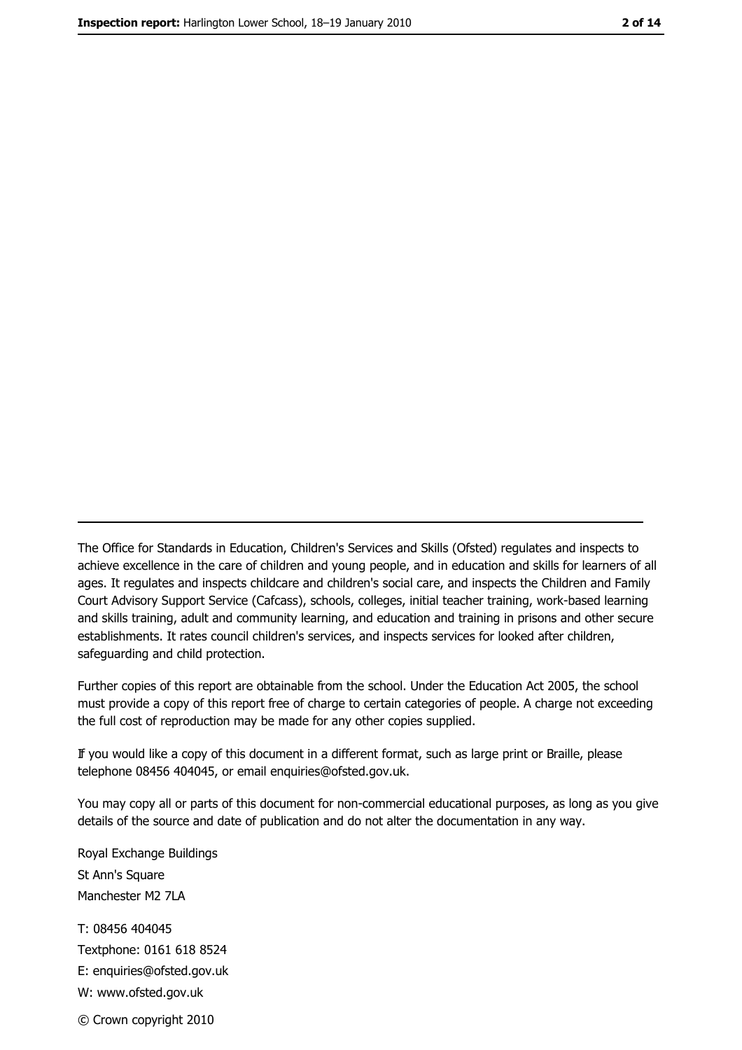---

The Office for Standards in Education, Children's Services and Skills (Ofsted) regulates and inspects to achieve excellence in the care of children and young people, and in education and skills for learners of all ages. It regulates and inspects childcare and children's social care, and inspects the Children and Family Court Advisory Support Service (Cafcass), schools, colleges, initial teacher training, work-based learning and skills training, adult and community learning, and education and training in prisons and other secure establishments. It rates council children's services, and inspects services for looked after children, safeguarding and child protection.

Further copies of this report are obtainable from the school. Under the Education Act 2005, the school must provide a copy of this report free of charge to certain categories of people. A charge not exceeding the full cost of reproduction may be made for any other copies supplied.

If you would like a copy of this document in a different format, such as large print or Braille, please telephone 08456 404045, or email enquiries@ofsted.gov.uk.

You may copy all or parts of this document for non-commercial educational purposes, as long as you give details of the source and date of publication and do not alter the documentation in any way.

Royal Exchange Buildings
St Ann's Square
Manchester M2 7LA

T: 08456 404045
Textphone: 0161 618 8524
E: enquiries@ofsted.gov.uk
W: www.ofsted.gov.uk

© Crown copyright 2010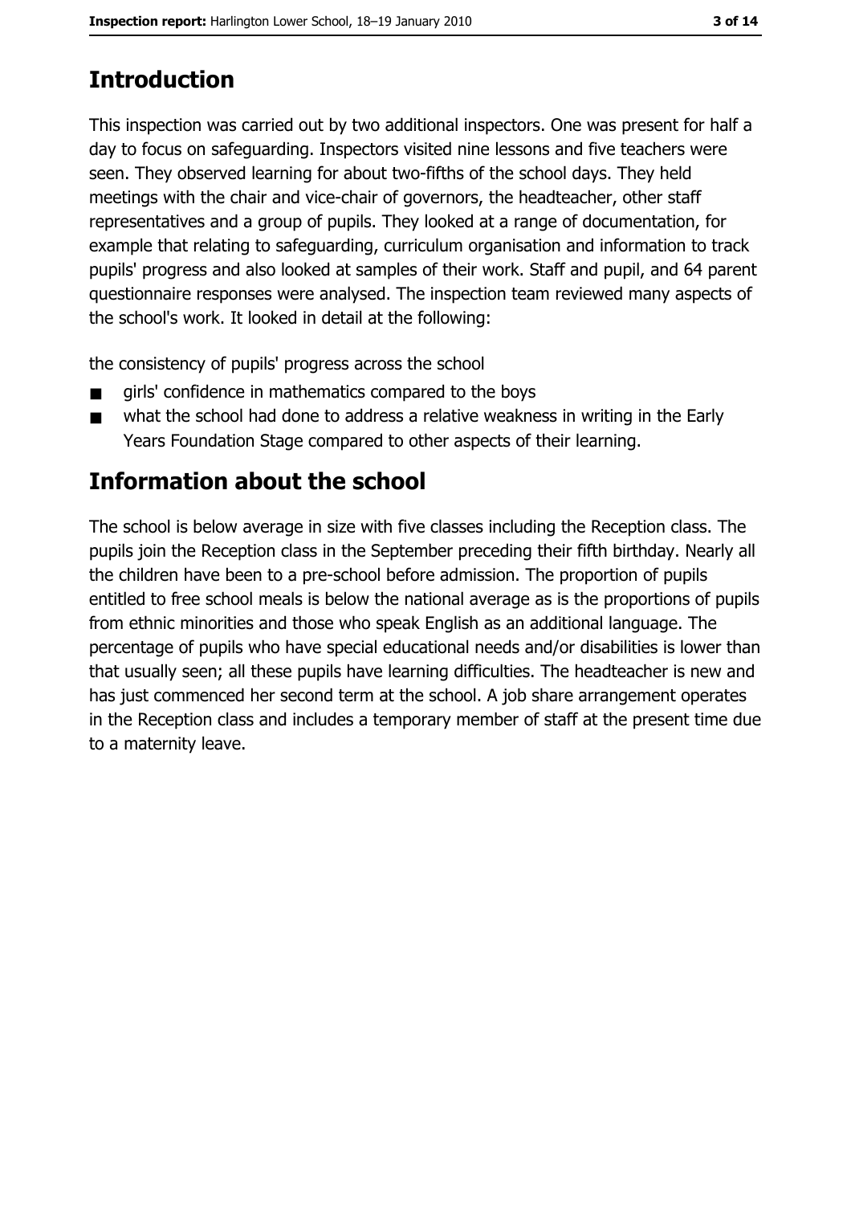## Introduction

This inspection was carried out by two additional inspectors. One was present for half a day to focus on safeguarding. Inspectors visited nine lessons and five teachers were seen. They observed learning for about two-fifths of the school days. They held meetings with the chair and vice-chair of governors, the headteacher, other staff representatives and a group of pupils. They looked at a range of documentation, for example that relating to safeguarding, curriculum organisation and information to track pupils' progress and also looked at samples of their work. Staff and pupil, and 64 parent questionnaire responses were analysed. The inspection team reviewed many aspects of the school's work. It looked in detail at the following:

the consistency of pupils' progress across the school

- girls' confidence in mathematics compared to the boys
- what the school had done to address a relative weakness in writing in the Early Years Foundation Stage compared to other aspects of their learning.

## Information about the school

The school is below average in size with five classes including the Reception class. The pupils join the Reception class in the September preceding their fifth birthday. Nearly all the children have been to a pre-school before admission. The proportion of pupils entitled to free school meals is below the national average as is the proportions of pupils from ethnic minorities and those who speak English as an additional language. The percentage of pupils who have special educational needs and/or disabilities is lower than that usually seen; all these pupils have learning difficulties. The headteacher is new and has just commenced her second term at the school. A job share arrangement operates in the Reception class and includes a temporary member of staff at the present time due to a maternity leave.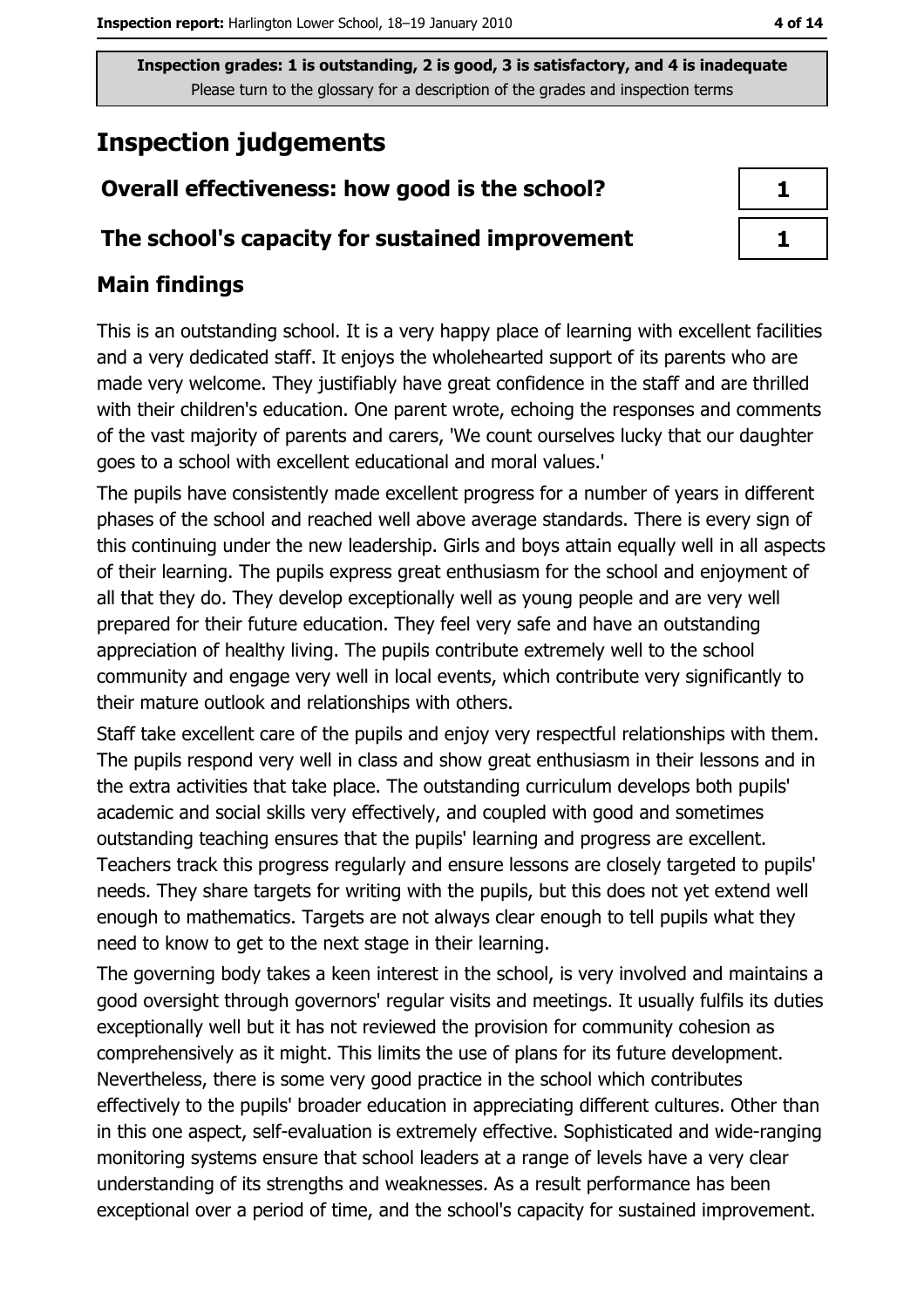**Inspection grades: 1 is outstanding, 2 is good, 3 is satisfactory, and 4 is inadequate**
Please turn to the glossary for a description of the grades and inspection terms

# Inspection judgements

| | |
|---|---|
| **Overall effectiveness: how good is the school?** | **1** |
| **The school's capacity for sustained improvement** | **1** |

## Main findings

This is an outstanding school. It is a very happy place of learning with excellent facilities and a very dedicated staff. It enjoys the wholehearted support of its parents who are made very welcome. They justifiably have great confidence in the staff and are thrilled with their children's education. One parent wrote, echoing the responses and comments of the vast majority of parents and carers, 'We count ourselves lucky that our daughter goes to a school with excellent educational and moral values.'

The pupils have consistently made excellent progress for a number of years in different phases of the school and reached well above average standards. There is every sign of this continuing under the new leadership. Girls and boys attain equally well in all aspects of their learning. The pupils express great enthusiasm for the school and enjoyment of all that they do. They develop exceptionally well as young people and are very well prepared for their future education. They feel very safe and have an outstanding appreciation of healthy living. The pupils contribute extremely well to the school community and engage very well in local events, which contribute very significantly to their mature outlook and relationships with others.

Staff take excellent care of the pupils and enjoy very respectful relationships with them. The pupils respond very well in class and show great enthusiasm in their lessons and in the extra activities that take place. The outstanding curriculum develops both pupils' academic and social skills very effectively, and coupled with good and sometimes outstanding teaching ensures that the pupils' learning and progress are excellent. Teachers track this progress regularly and ensure lessons are closely targeted to pupils' needs. They share targets for writing with the pupils, but this does not yet extend well enough to mathematics. Targets are not always clear enough to tell pupils what they need to know to get to the next stage in their learning.

The governing body takes a keen interest in the school, is very involved and maintains a good oversight through governors' regular visits and meetings. It usually fulfils its duties exceptionally well but it has not reviewed the provision for community cohesion as comprehensively as it might. This limits the use of plans for its future development. Nevertheless, there is some very good practice in the school which contributes effectively to the pupils' broader education in appreciating different cultures. Other than in this one aspect, self-evaluation is extremely effective. Sophisticated and wide-ranging monitoring systems ensure that school leaders at a range of levels have a very clear understanding of its strengths and weaknesses. As a result performance has been exceptional over a period of time, and the school's capacity for sustained improvement.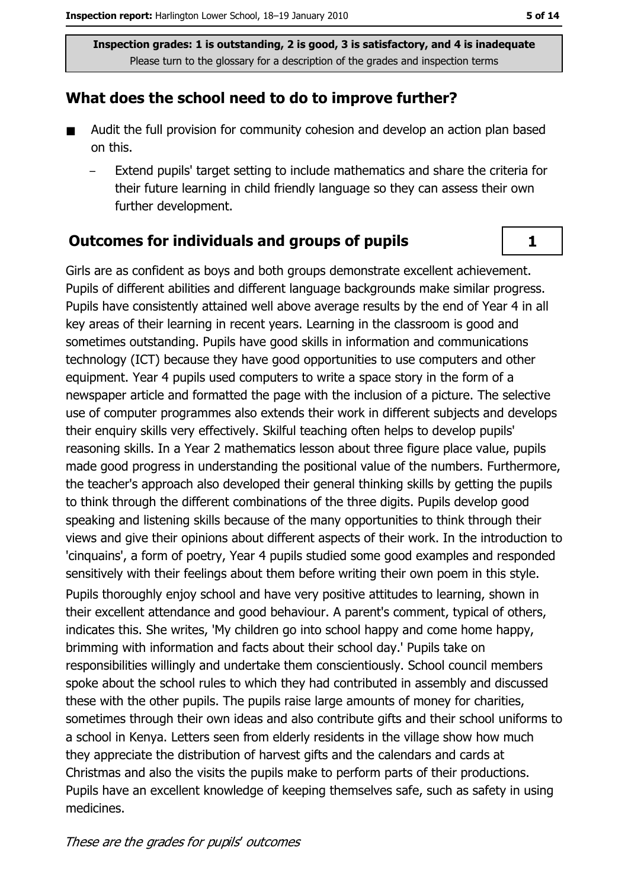Inspection grades: 1 is outstanding, 2 is good, 3 is satisfactory, and 4 is inadequate
Please turn to the glossary for a description of the grades and inspection terms

## What does the school need to do to improve further?

- Audit the full provision for community cohesion and develop an action plan based on this.
  - Extend pupils' target setting to include mathematics and share the criteria for their future learning in child friendly language so they can assess their own further development.

## Outcomes for individuals and groups of pupils

**1**

Girls are as confident as boys and both groups demonstrate excellent achievement. Pupils of different abilities and different language backgrounds make similar progress. Pupils have consistently attained well above average results by the end of Year 4 in all key areas of their learning in recent years. Learning in the classroom is good and sometimes outstanding. Pupils have good skills in information and communications technology (ICT) because they have good opportunities to use computers and other equipment. Year 4 pupils used computers to write a space story in the form of a newspaper article and formatted the page with the inclusion of a picture. The selective use of computer programmes also extends their work in different subjects and develops their enquiry skills very effectively. Skilful teaching often helps to develop pupils' reasoning skills. In a Year 2 mathematics lesson about three figure place value, pupils made good progress in understanding the positional value of the numbers. Furthermore, the teacher's approach also developed their general thinking skills by getting the pupils to think through the different combinations of the three digits. Pupils develop good speaking and listening skills because of the many opportunities to think through their views and give their opinions about different aspects of their work. In the introduction to 'cinquains', a form of poetry, Year 4 pupils studied some good examples and responded sensitively with their feelings about them before writing their own poem in this style.

Pupils thoroughly enjoy school and have very positive attitudes to learning, shown in their excellent attendance and good behaviour. A parent's comment, typical of others, indicates this. She writes, 'My children go into school happy and come home happy, brimming with information and facts about their school day.' Pupils take on responsibilities willingly and undertake them conscientiously. School council members spoke about the school rules to which they had contributed in assembly and discussed these with the other pupils. The pupils raise large amounts of money for charities, sometimes through their own ideas and also contribute gifts and their school uniforms to a school in Kenya. Letters seen from elderly residents in the village show how much they appreciate the distribution of harvest gifts and the calendars and cards at Christmas and also the visits the pupils make to perform parts of their productions. Pupils have an excellent knowledge of keeping themselves safe, such as safety in using medicines.

*These are the grades for pupils' outcomes*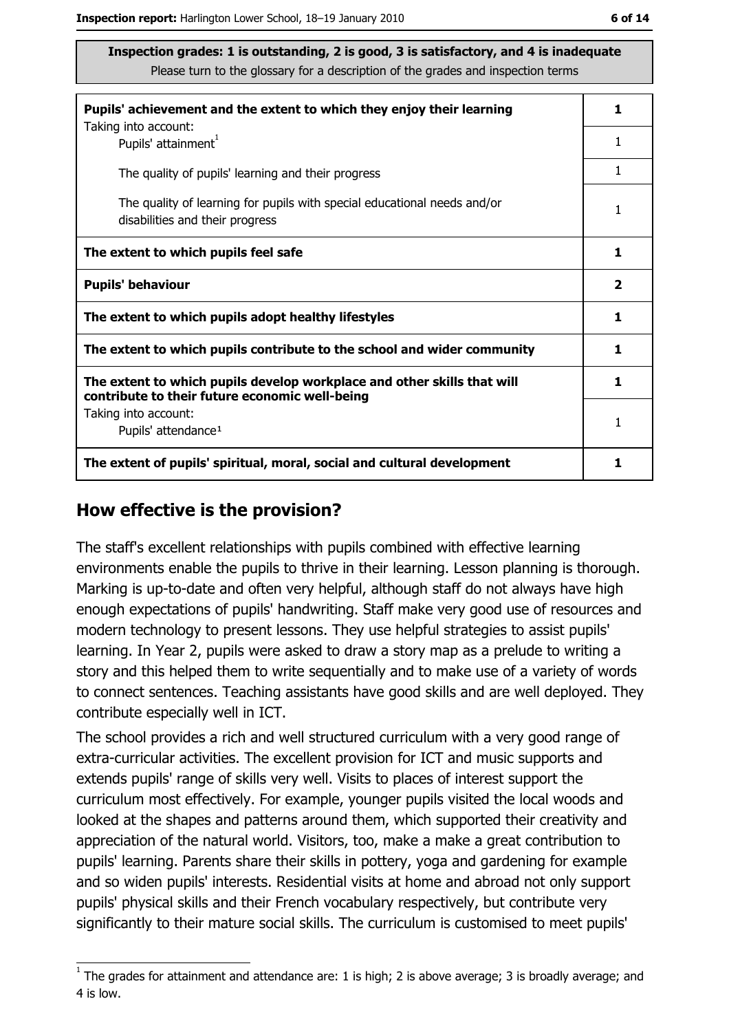Inspection grades: 1 is outstanding, 2 is good, 3 is satisfactory, and 4 is inadequate
Please turn to the glossary for a description of the grades and inspection terms

| | |
|---|---|
| **Pupils' achievement and the extent to which they enjoy their learning**<br>Taking into account: | **1** |
| Pupils' attainment[1] | 1 |
| The quality of pupils' learning and their progress | 1 |
| The quality of learning for pupils with special educational needs and/or disabilities and their progress | 1 |
| **The extent to which pupils feel safe** | **1** |
| **Pupils' behaviour** | **2** |
| **The extent to which pupils adopt healthy lifestyles** | **1** |
| **The extent to which pupils contribute to the school and wider community** | **1** |
| **The extent to which pupils develop workplace and other skills that will contribute to their future economic well-being** | **1** |
| Taking into account:<br>Pupils' attendance[1] | 1 |
| **The extent of pupils' spiritual, moral, social and cultural development** | **1** |

## How effective is the provision?

The staff's excellent relationships with pupils combined with effective learning environments enable the pupils to thrive in their learning. Lesson planning is thorough. Marking is up-to-date and often very helpful, although staff do not always have high enough expectations of pupils' handwriting. Staff make very good use of resources and modern technology to present lessons. They use helpful strategies to assist pupils' learning. In Year 2, pupils were asked to draw a story map as a prelude to writing a story and this helped them to write sequentially and to make use of a variety of words to connect sentences. Teaching assistants have good skills and are well deployed. They contribute especially well in ICT.

The school provides a rich and well structured curriculum with a very good range of extra-curricular activities. The excellent provision for ICT and music supports and extends pupils' range of skills very well. Visits to places of interest support the curriculum most effectively. For example, younger pupils visited the local woods and looked at the shapes and patterns around them, which supported their creativity and appreciation of the natural world. Visitors, too, make a make a great contribution to pupils' learning. Parents share their skills in pottery, yoga and gardening for example and so widen pupils' interests. Residential visits at home and abroad not only support pupils' physical skills and their French vocabulary respectively, but contribute very significantly to their mature social skills. The curriculum is customised to meet pupils'

[1] The grades for attainment and attendance are: 1 is high; 2 is above average; 3 is broadly average; and 4 is low.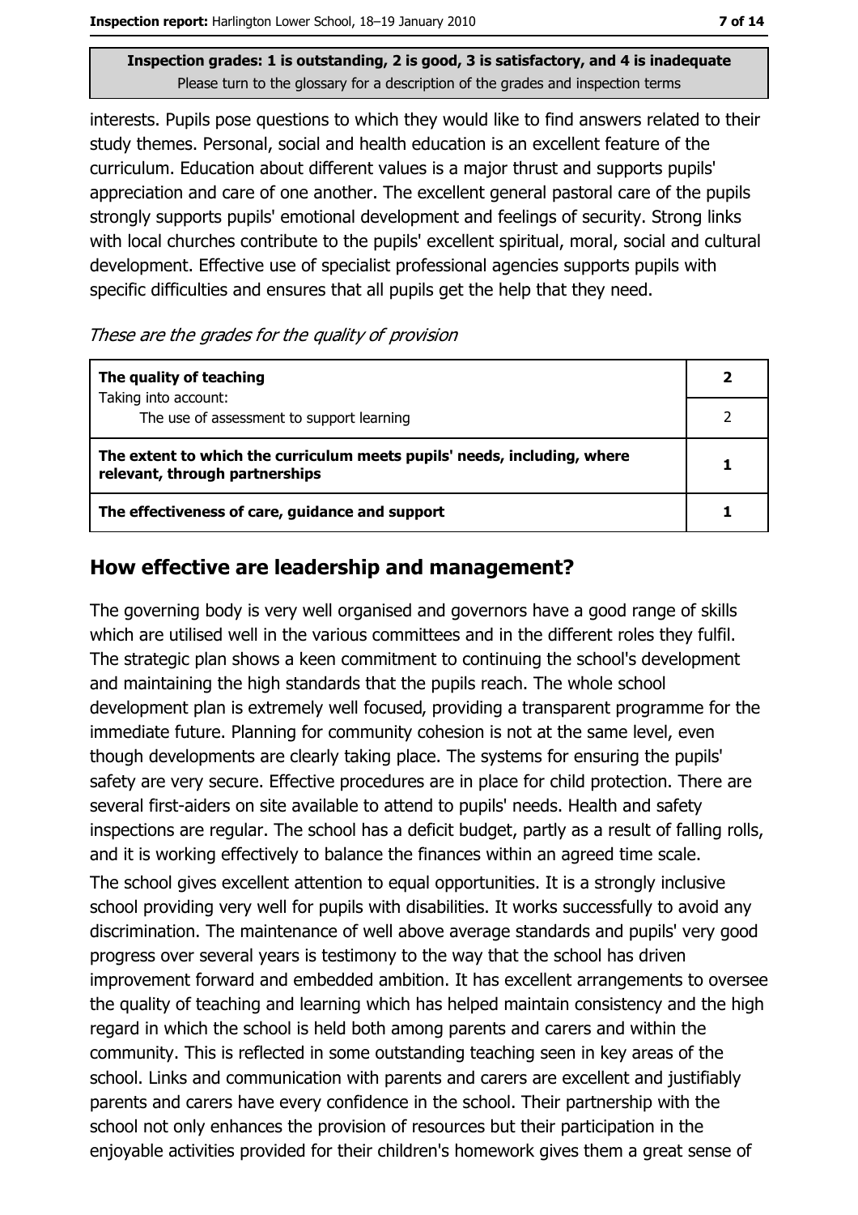Inspection grades: 1 is outstanding, 2 is good, 3 is satisfactory, and 4 is inadequate
Please turn to the glossary for a description of the grades and inspection terms

interests. Pupils pose questions to which they would like to find answers related to their study themes. Personal, social and health education is an excellent feature of the curriculum. Education about different values is a major thrust and supports pupils' appreciation and care of one another. The excellent general pastoral care of the pupils strongly supports pupils' emotional development and feelings of security. Strong links with local churches contribute to the pupils' excellent spiritual, moral, social and cultural development. Effective use of specialist professional agencies supports pupils with specific difficulties and ensures that all pupils get the help that they need.

*These are the grades for the quality of provision*

| | |
|---|---|
| **The quality of teaching** Taking into account: | **2** |
| The use of assessment to support learning | 2 |
| **The extent to which the curriculum meets pupils' needs, including, where relevant, through partnerships** | **1** |
| **The effectiveness of care, guidance and support** | **1** |

## How effective are leadership and management?

The governing body is very well organised and governors have a good range of skills which are utilised well in the various committees and in the different roles they fulfil. The strategic plan shows a keen commitment to continuing the school's development and maintaining the high standards that the pupils reach. The whole school development plan is extremely well focused, providing a transparent programme for the immediate future. Planning for community cohesion is not at the same level, even though developments are clearly taking place. The systems for ensuring the pupils' safety are very secure. Effective procedures are in place for child protection. There are several first-aiders on site available to attend to pupils' needs. Health and safety inspections are regular. The school has a deficit budget, partly as a result of falling rolls, and it is working effectively to balance the finances within an agreed time scale.

The school gives excellent attention to equal opportunities. It is a strongly inclusive school providing very well for pupils with disabilities. It works successfully to avoid any discrimination. The maintenance of well above average standards and pupils' very good progress over several years is testimony to the way that the school has driven improvement forward and embedded ambition. It has excellent arrangements to oversee the quality of teaching and learning which has helped maintain consistency and the high regard in which the school is held both among parents and carers and within the community. This is reflected in some outstanding teaching seen in key areas of the school. Links and communication with parents and carers are excellent and justifiably parents and carers have every confidence in the school. Their partnership with the school not only enhances the provision of resources but their participation in the enjoyable activities provided for their children's homework gives them a great sense of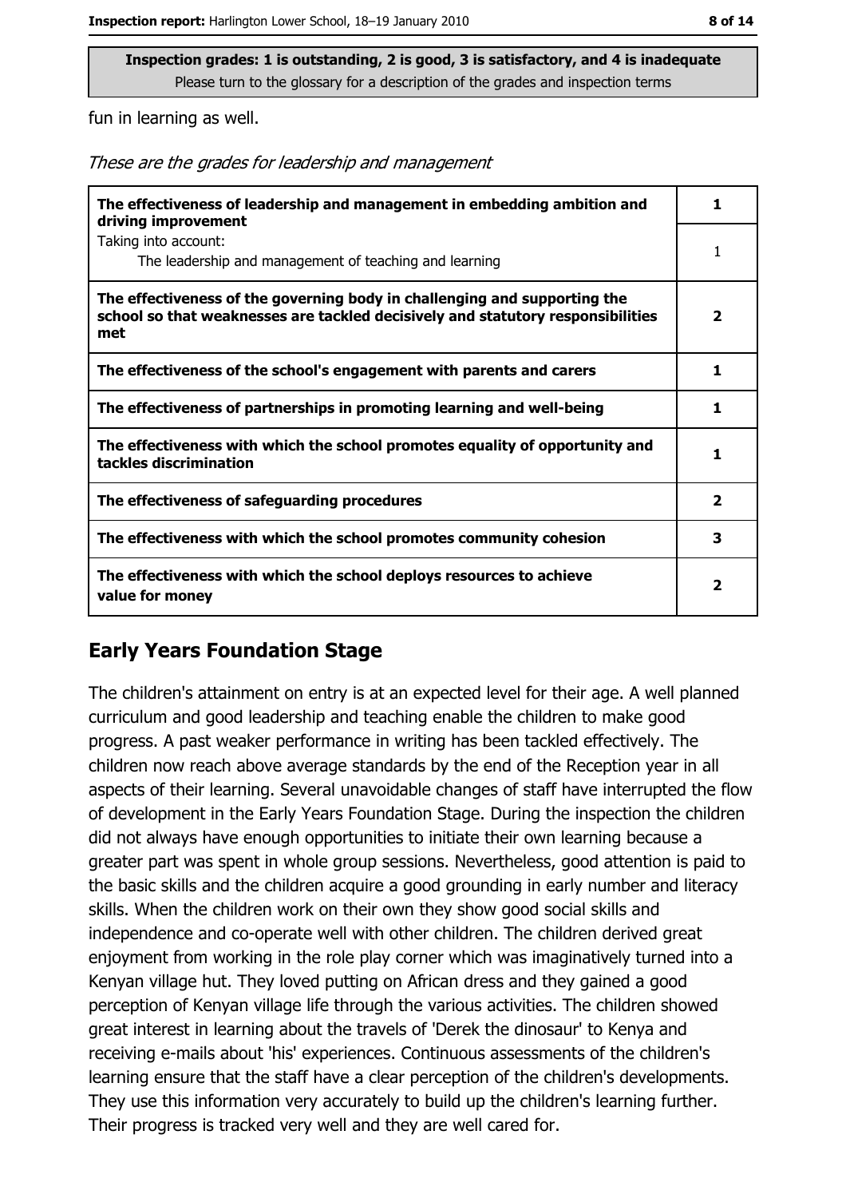Inspection grades: 1 is outstanding, 2 is good, 3 is satisfactory, and 4 is inadequate
Please turn to the glossary for a description of the grades and inspection terms

fun in learning as well.

*These are the grades for leadership and management*

| | |
|---|---|
| **The effectiveness of leadership and management in embedding ambition and driving improvement** | **1** |
| Taking into account:<br>The leadership and management of teaching and learning | 1 |
| **The effectiveness of the governing body in challenging and supporting the school so that weaknesses are tackled decisively and statutory responsibilities met** | **2** |
| **The effectiveness of the school's engagement with parents and carers** | **1** |
| **The effectiveness of partnerships in promoting learning and well-being** | **1** |
| **The effectiveness with which the school promotes equality of opportunity and tackles discrimination** | **1** |
| **The effectiveness of safeguarding procedures** | **2** |
| **The effectiveness with which the school promotes community cohesion** | **3** |
| **The effectiveness with which the school deploys resources to achieve value for money** | **2** |

## Early Years Foundation Stage

The children's attainment on entry is at an expected level for their age. A well planned curriculum and good leadership and teaching enable the children to make good progress. A past weaker performance in writing has been tackled effectively. The children now reach above average standards by the end of the Reception year in all aspects of their learning. Several unavoidable changes of staff have interrupted the flow of development in the Early Years Foundation Stage. During the inspection the children did not always have enough opportunities to initiate their own learning because a greater part was spent in whole group sessions. Nevertheless, good attention is paid to the basic skills and the children acquire a good grounding in early number and literacy skills. When the children work on their own they show good social skills and independence and co-operate well with other children. The children derived great enjoyment from working in the role play corner which was imaginatively turned into a Kenyan village hut. They loved putting on African dress and they gained a good perception of Kenyan village life through the various activities. The children showed great interest in learning about the travels of 'Derek the dinosaur' to Kenya and receiving e-mails about 'his' experiences. Continuous assessments of the children's learning ensure that the staff have a clear perception of the children's developments. They use this information very accurately to build up the children's learning further. Their progress is tracked very well and they are well cared for.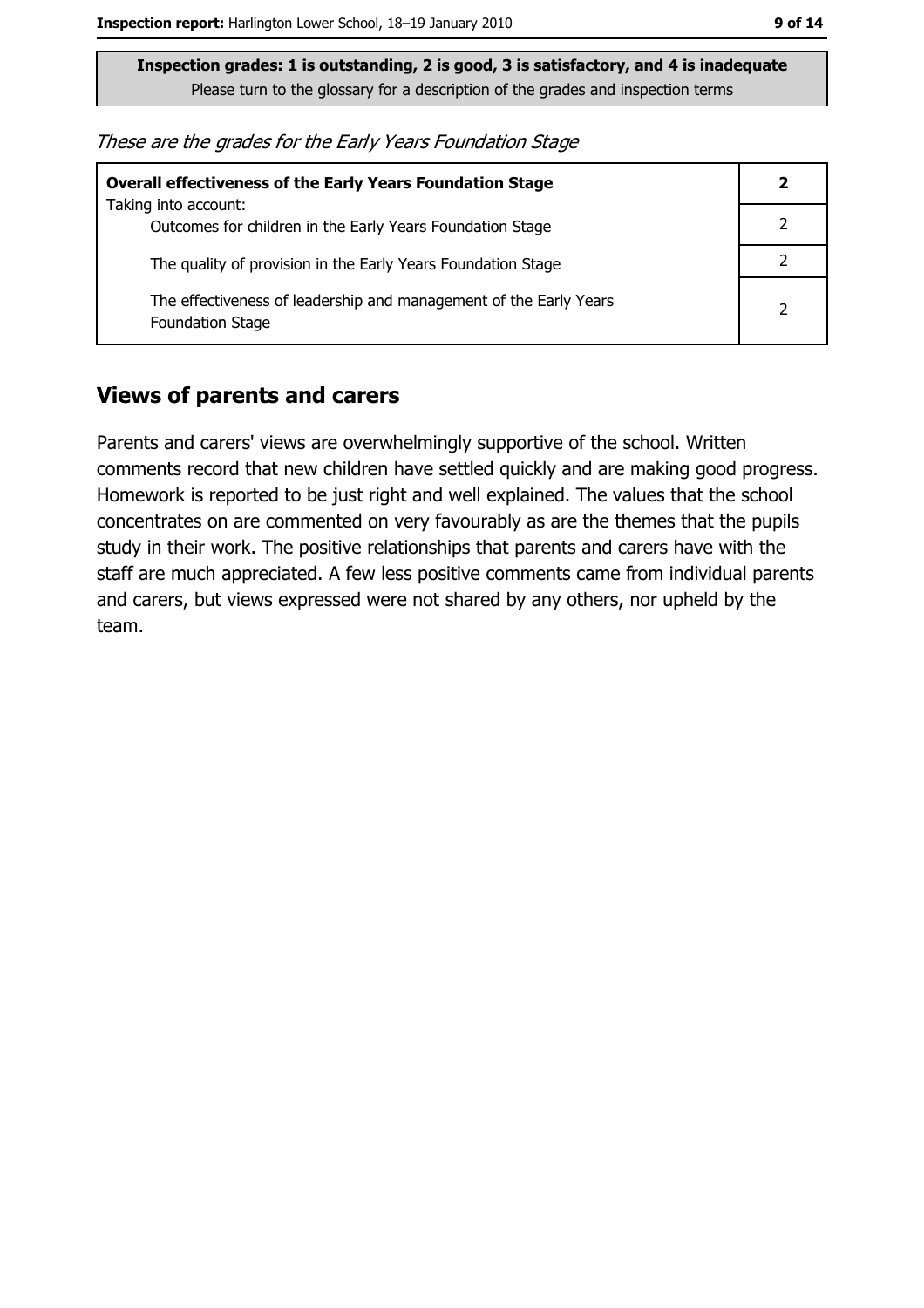**Inspection grades: 1 is outstanding, 2 is good, 3 is satisfactory, and 4 is inadequate**
Please turn to the glossary for a description of the grades and inspection terms

*These are the grades for the Early Years Foundation Stage*

| **Overall effectiveness of the Early Years Foundation Stage**<br>Taking into account: | **2** |
|---|---|
| Outcomes for children in the Early Years Foundation Stage | 2 |
| The quality of provision in the Early Years Foundation Stage | 2 |
| The effectiveness of leadership and management of the Early Years Foundation Stage | 2 |

## Views of parents and carers

Parents and carers' views are overwhelmingly supportive of the school. Written comments record that new children have settled quickly and are making good progress. Homework is reported to be just right and well explained. The values that the school concentrates on are commented on very favourably as are the themes that the pupils study in their work. The positive relationships that parents and carers have with the staff are much appreciated. A few less positive comments came from individual parents and carers, but views expressed were not shared by any others, nor upheld by the team.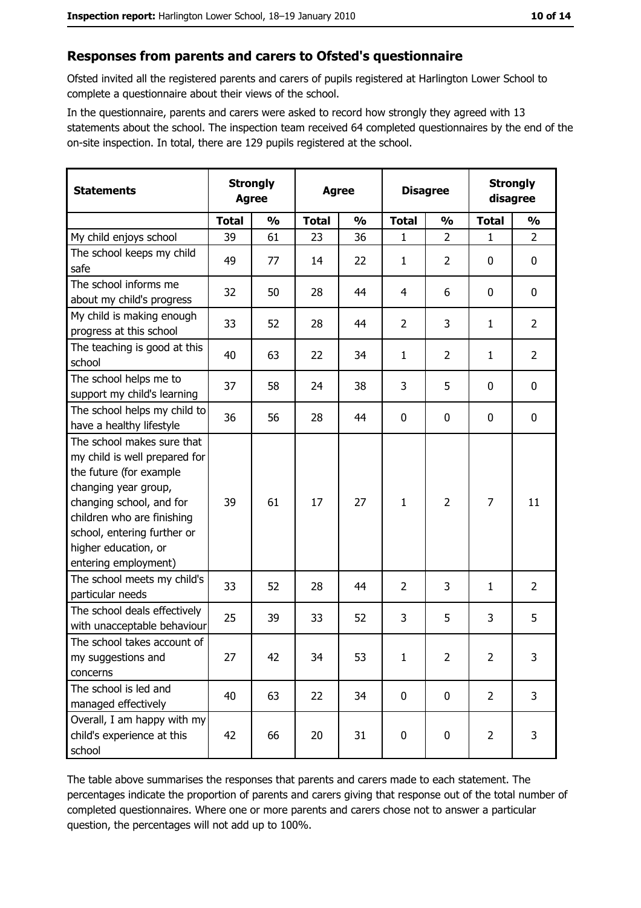## Responses from parents and carers to Ofsted's questionnaire

Ofsted invited all the registered parents and carers of pupils registered at Harlington Lower School to complete a questionnaire about their views of the school.

In the questionnaire, parents and carers were asked to record how strongly they agreed with 13 statements about the school. The inspection team received 64 completed questionnaires by the end of the on-site inspection. In total, there are 129 pupils registered at the school.

| Statements | Strongly Agree | | Agree | | Disagree | | Strongly disagree | |
|---|---|---|---|---|---|---|---|---|
| | Total | % | Total | % | Total | % | Total | % |
| My child enjoys school | 39 | 61 | 23 | 36 | 1 | 2 | 1 | 2 |
| The school keeps my child safe | 49 | 77 | 14 | 22 | 1 | 2 | 0 | 0 |
| The school informs me about my child's progress | 32 | 50 | 28 | 44 | 4 | 6 | 0 | 0 |
| My child is making enough progress at this school | 33 | 52 | 28 | 44 | 2 | 3 | 1 | 2 |
| The teaching is good at this school | 40 | 63 | 22 | 34 | 1 | 2 | 1 | 2 |
| The school helps me to support my child's learning | 37 | 58 | 24 | 38 | 3 | 5 | 0 | 0 |
| The school helps my child to have a healthy lifestyle | 36 | 56 | 28 | 44 | 0 | 0 | 0 | 0 |
| The school makes sure that my child is well prepared for the future (for example changing year group, changing school, and for children who are finishing school, entering further or higher education, or entering employment) | 39 | 61 | 17 | 27 | 1 | 2 | 7 | 11 |
| The school meets my child's particular needs | 33 | 52 | 28 | 44 | 2 | 3 | 1 | 2 |
| The school deals effectively with unacceptable behaviour | 25 | 39 | 33 | 52 | 3 | 5 | 3 | 5 |
| The school takes account of my suggestions and concerns | 27 | 42 | 34 | 53 | 1 | 2 | 2 | 3 |
| The school is led and managed effectively | 40 | 63 | 22 | 34 | 0 | 0 | 2 | 3 |
| Overall, I am happy with my child's experience at this school | 42 | 66 | 20 | 31 | 0 | 0 | 2 | 3 |

The table above summarises the responses that parents and carers made to each statement. The percentages indicate the proportion of parents and carers giving that response out of the total number of completed questionnaires. Where one or more parents and carers chose not to answer a particular question, the percentages will not add up to 100%.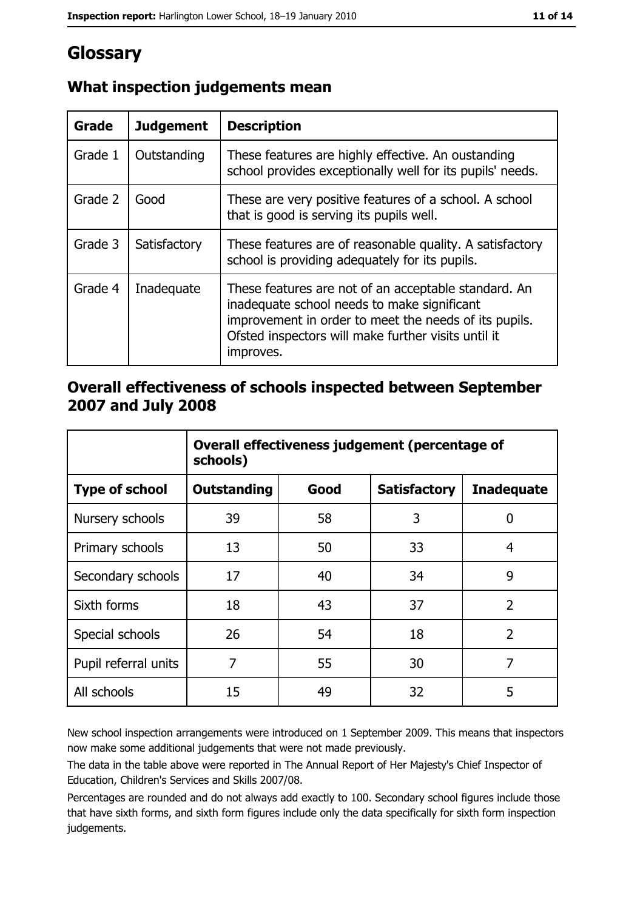# Glossary

## What inspection judgements mean

| Grade | Judgement | Description |
|---|---|---|
| Grade 1 | Outstanding | These features are highly effective. An oustanding school provides exceptionally well for its pupils' needs. |
| Grade 2 | Good | These are very positive features of a school. A school that is good is serving its pupils well. |
| Grade 3 | Satisfactory | These features are of reasonable quality. A satisfactory school is providing adequately for its pupils. |
| Grade 4 | Inadequate | These features are not of an acceptable standard. An inadequate school needs to make significant improvement in order to meet the needs of its pupils. Ofsted inspectors will make further visits until it improves. |

## Overall effectiveness of schools inspected between September 2007 and July 2008

| | Overall effectiveness judgement (percentage of schools) | | | |
|---|---|---|---|---|
| **Type of school** | **Outstanding** | **Good** | **Satisfactory** | **Inadequate** |
| Nursery schools | 39 | 58 | 3 | 0 |
| Primary schools | 13 | 50 | 33 | 4 |
| Secondary schools | 17 | 40 | 34 | 9 |
| Sixth forms | 18 | 43 | 37 | 2 |
| Special schools | 26 | 54 | 18 | 2 |
| Pupil referral units | 7 | 55 | 30 | 7 |
| All schools | 15 | 49 | 32 | 5 |

New school inspection arrangements were introduced on 1 September 2009. This means that inspectors now make some additional judgements that were not made previously.

The data in the table above were reported in The Annual Report of Her Majesty's Chief Inspector of Education, Children's Services and Skills 2007/08.

Percentages are rounded and do not always add exactly to 100. Secondary school figures include those that have sixth forms, and sixth form figures include only the data specifically for sixth form inspection judgements.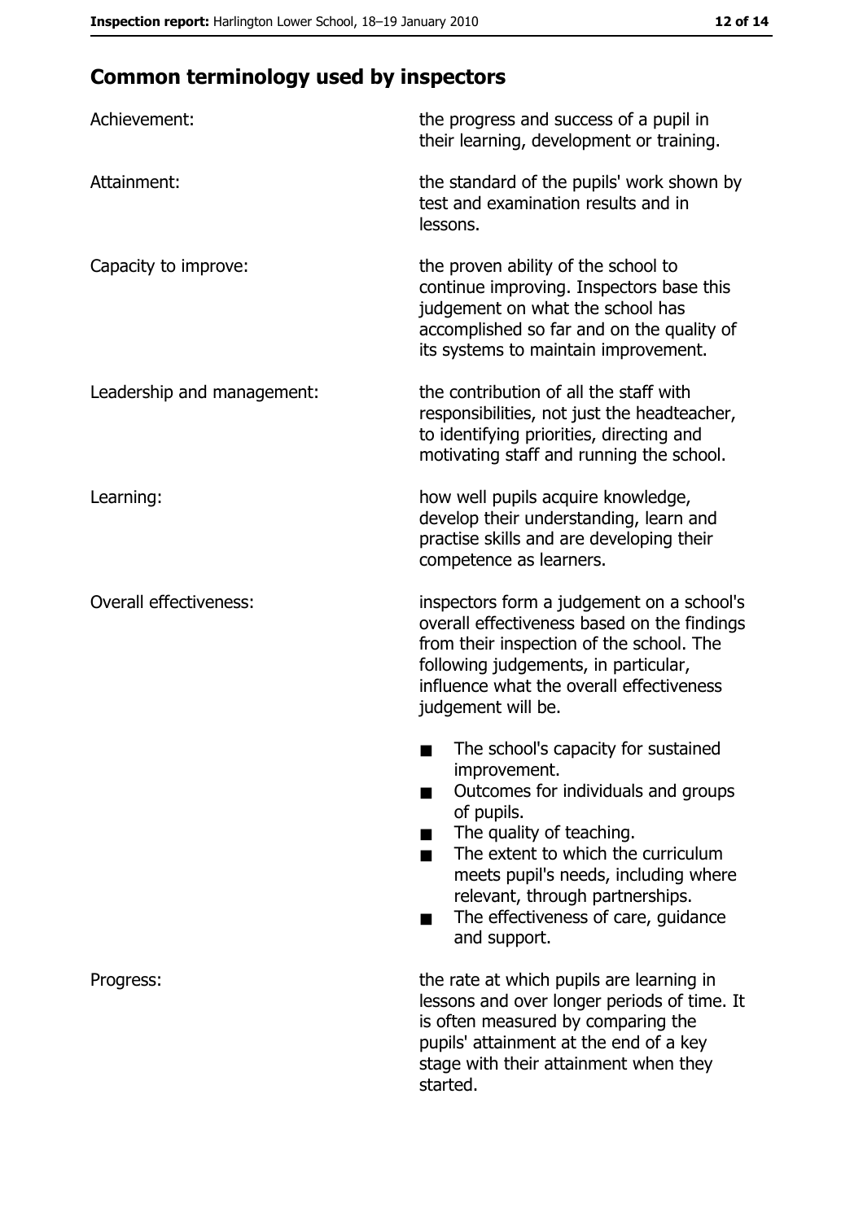## Common terminology used by inspectors

| | |
|---|---|
| Achievement: | the progress and success of a pupil in their learning, development or training. |
| Attainment: | the standard of the pupils' work shown by test and examination results and in lessons. |
| Capacity to improve: | the proven ability of the school to continue improving. Inspectors base this judgement on what the school has accomplished so far and on the quality of its systems to maintain improvement. |
| Leadership and management: | the contribution of all the staff with responsibilities, not just the headteacher, to identifying priorities, directing and motivating staff and running the school. |
| Learning: | how well pupils acquire knowledge, develop their understanding, learn and practise skills and are developing their competence as learners. |
| Overall effectiveness: | inspectors form a judgement on a school's overall effectiveness based on the findings from their inspection of the school. The following judgements, in particular, influence what the overall effectiveness judgement will be.<br>■ The school's capacity for sustained improvement.<br>■ Outcomes for individuals and groups of pupils.<br>■ The quality of teaching.<br>■ The extent to which the curriculum meets pupil's needs, including where relevant, through partnerships.<br>■ The effectiveness of care, guidance and support. |
| Progress: | the rate at which pupils are learning in lessons and over longer periods of time. It is often measured by comparing the pupils' attainment at the end of a key stage with their attainment when they started. |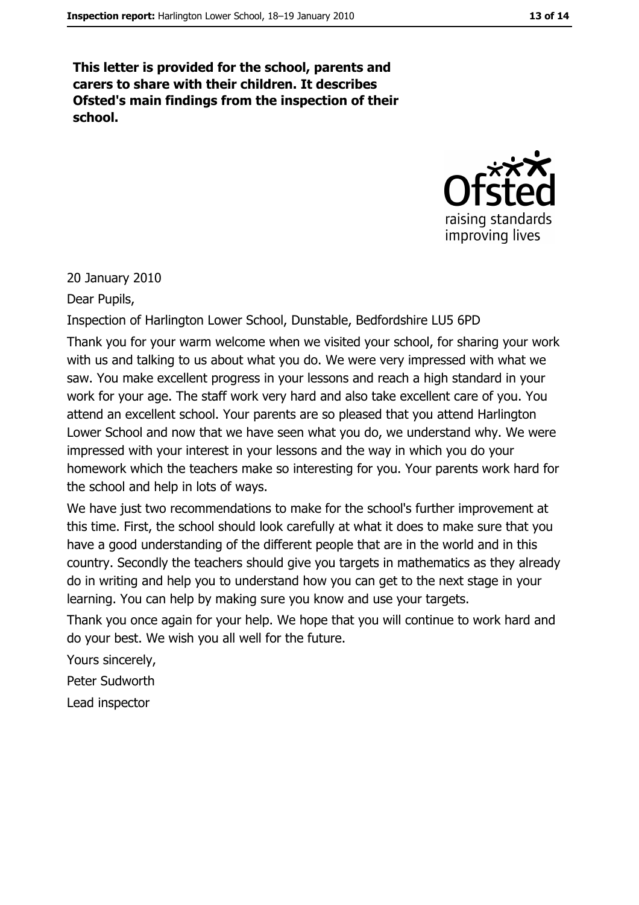**This letter is provided for the school, parents and carers to share with their children. It describes Ofsted's main findings from the inspection of their school.**

20 January 2010

Dear Pupils,

Inspection of Harlington Lower School, Dunstable, Bedfordshire LU5 6PD

Thank you for your warm welcome when we visited your school, for sharing your work with us and talking to us about what you do. We were very impressed with what we saw. You make excellent progress in your lessons and reach a high standard in your work for your age. The staff work very hard and also take excellent care of you. You attend an excellent school. Your parents are so pleased that you attend Harlington Lower School and now that we have seen what you do, we understand why. We were impressed with your interest in your lessons and the way in which you do your homework which the teachers make so interesting for you. Your parents work hard for the school and help in lots of ways.

We have just two recommendations to make for the school's further improvement at this time. First, the school should look carefully at what it does to make sure that you have a good understanding of the different people that are in the world and in this country. Secondly the teachers should give you targets in mathematics as they already do in writing and help you to understand how you can get to the next stage in your learning. You can help by making sure you know and use your targets.

Thank you once again for your help. We hope that you will continue to work hard and do your best. We wish you all well for the future.

Yours sincerely,

Peter Sudworth

Lead inspector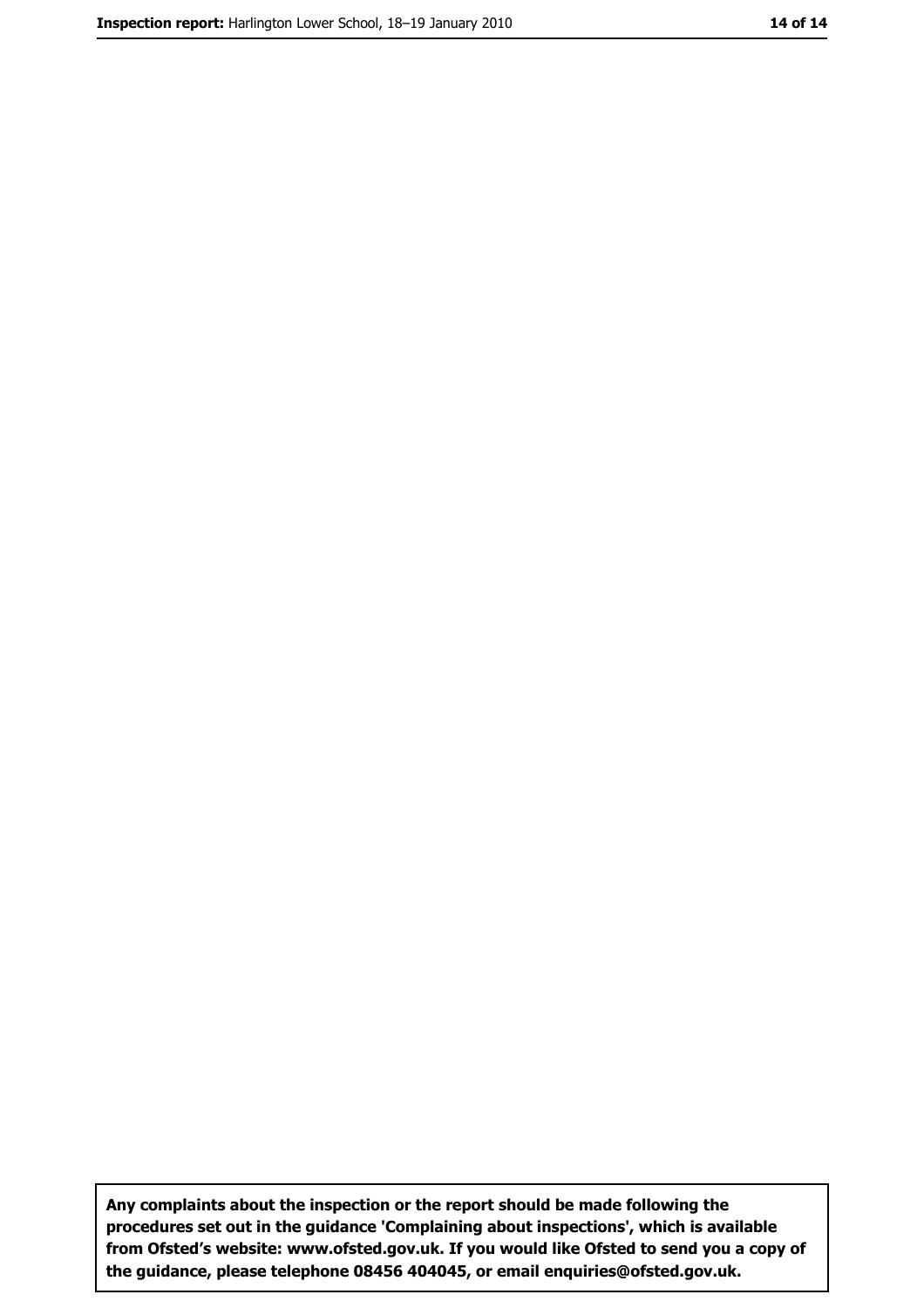**Any complaints about the inspection or the report should be made following the procedures set out in the guidance 'Complaining about inspections', which is available from Ofsted's website: www.ofsted.gov.uk. If you would like Ofsted to send you a copy of the guidance, please telephone 08456 404045, or email enquiries@ofsted.gov.uk.**